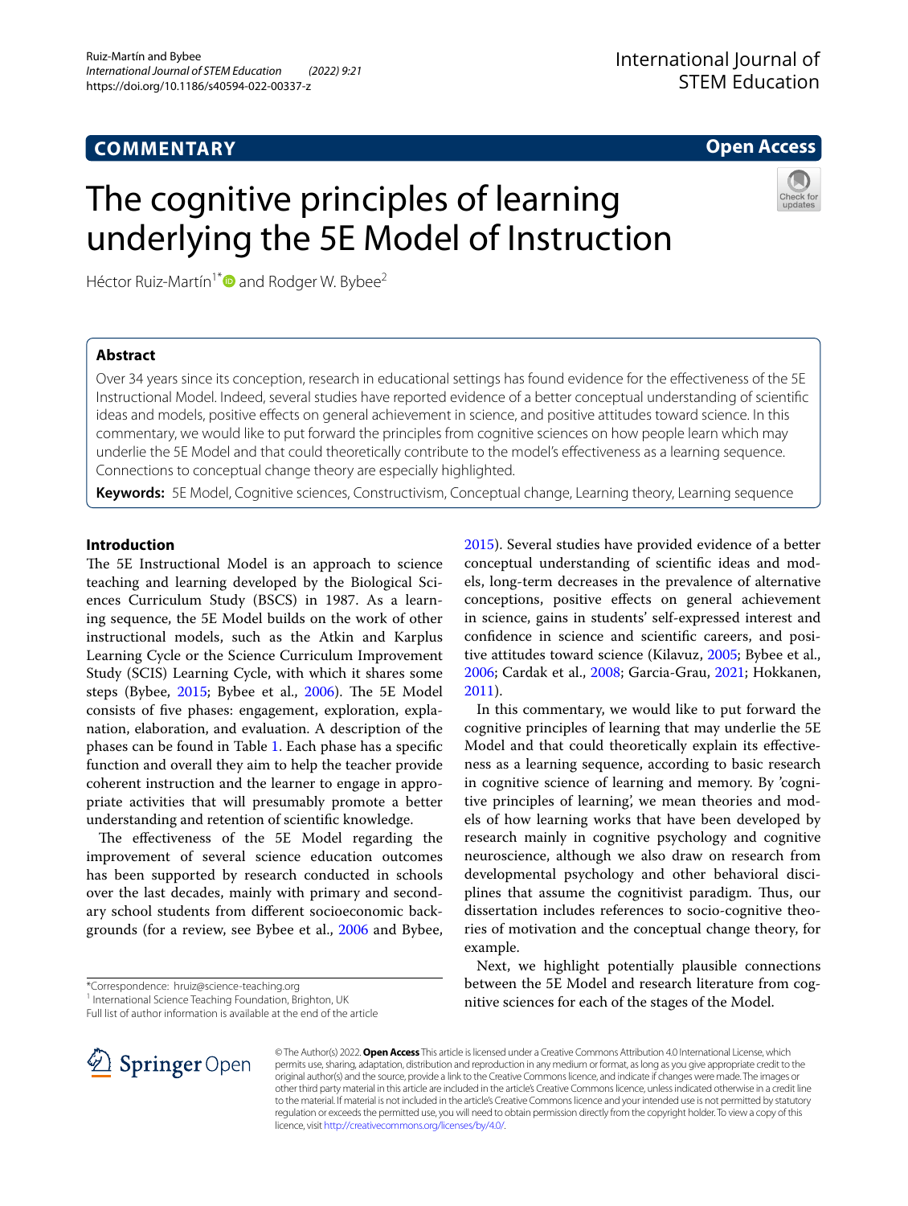COMMENTARY

Open Access

# The cognitive principles of learning underlying the 5E Model of Instruction

Héctor Ruiz-Martín[1*] and Rodger W. Bybee[2]

## Abstract

Over 34 years since its conception, research in educational settings has found evidence for the effectiveness of the 5E Instructional Model. Indeed, several studies have reported evidence of a better conceptual understanding of scientific ideas and models, positive effects on general achievement in science, and positive attitudes toward science. In this commentary, we would like to put forward the principles from cognitive sciences on how people learn which may underlie the 5E Model and that could theoretically contribute to the model's effectiveness as a learning sequence. Connections to conceptual change theory are especially highlighted.

**Keywords:** 5E Model, Cognitive sciences, Constructivism, Conceptual change, Learning theory, Learning sequence

## Introduction

The 5E Instructional Model is an approach to science teaching and learning developed by the Biological Sciences Curriculum Study (BSCS) in 1987. As a learning sequence, the 5E Model builds on the work of other instructional models, such as the Atkin and Karplus Learning Cycle or the Science Curriculum Improvement Study (SCIS) Learning Cycle, with which it shares some steps (Bybee, 2015; Bybee et al., 2006). The 5E Model consists of five phases: engagement, exploration, explanation, elaboration, and evaluation. A description of the phases can be found in Table 1. Each phase has a specific function and overall they aim to help the teacher provide coherent instruction and the learner to engage in appropriate activities that will presumably promote a better understanding and retention of scientific knowledge.

The effectiveness of the 5E Model regarding the improvement of several science education outcomes has been supported by research conducted in schools over the last decades, mainly with primary and secondary school students from different socioeconomic backgrounds (for a review, see Bybee et al., 2006 and Bybee, 2015). Several studies have provided evidence of a better conceptual understanding of scientific ideas and models, long-term decreases in the prevalence of alternative conceptions, positive effects on general achievement in science, gains in students' self-expressed interest and confidence in science and scientific careers, and positive attitudes toward science (Kilavuz, 2005; Bybee et al., 2006; Cardak et al., 2008; Garcia-Grau, 2021; Hokkanen, 2011).

In this commentary, we would like to put forward the cognitive principles of learning that may underlie the 5E Model and that could theoretically explain its effectiveness as a learning sequence, according to basic research in cognitive science of learning and memory. By 'cognitive principles of learning', we mean theories and models of how learning works that have been developed by research mainly in cognitive psychology and cognitive neuroscience, although we also draw on research from developmental psychology and other behavioral disciplines that assume the cognitivist paradigm. Thus, our dissertation includes references to socio-cognitive theories of motivation and the conceptual change theory, for example.

Next, we highlight potentially plausible connections between the 5E Model and research literature from cognitive sciences for each of the stages of the Model.

*Correspondence: hruiz@science-teaching.org
[1] International Science Teaching Foundation, Brighton, UK
Full list of author information is available at the end of the article

© The Author(s) 2022. **Open Access** This article is licensed under a Creative Commons Attribution 4.0 International License, which permits use, sharing, adaptation, distribution and reproduction in any medium or format, as long as you give appropriate credit to the original author(s) and the source, provide a link to the Creative Commons licence, and indicate if changes were made. The images or other third party material in this article are included in the article's Creative Commons licence, unless indicated otherwise in a credit line to the material. If material is not included in the article's Creative Commons licence and your intended use is not permitted by statutory regulation or exceeds the permitted use, you will need to obtain permission directly from the copyright holder. To view a copy of this licence, visit http://creativecommons.org/licenses/by/4.0/.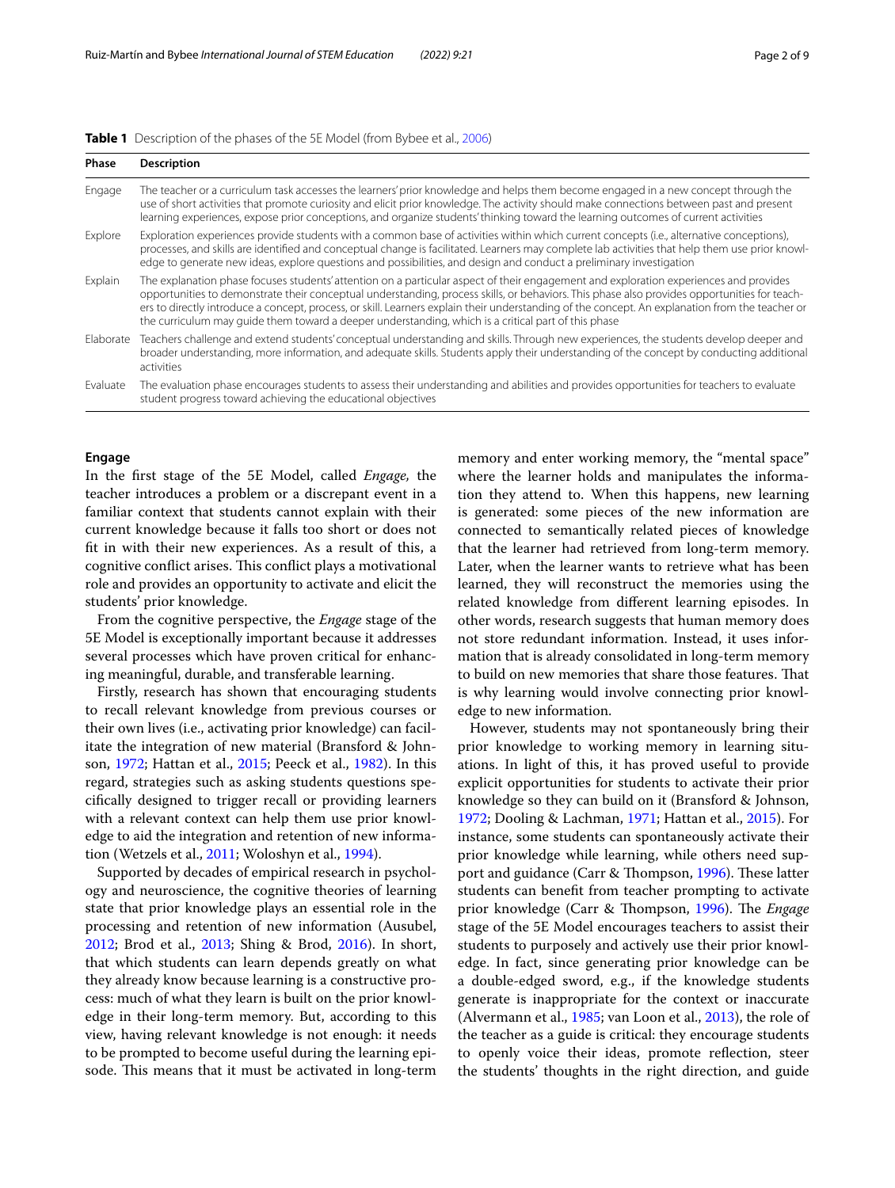**Table 1** Description of the phases of the 5E Model (from Bybee et al., 2006)

| Phase | Description |
|---|---|
| Engage | The teacher or a curriculum task accesses the learners' prior knowledge and helps them become engaged in a new concept through the use of short activities that promote curiosity and elicit prior knowledge. The activity should make connections between past and present learning experiences, expose prior conceptions, and organize students' thinking toward the learning outcomes of current activities |
| Explore | Exploration experiences provide students with a common base of activities within which current concepts (i.e., alternative conceptions), processes, and skills are identified and conceptual change is facilitated. Learners may complete lab activities that help them use prior knowledge to generate new ideas, explore questions and possibilities, and design and conduct a preliminary investigation |
| Explain | The explanation phase focuses students' attention on a particular aspect of their engagement and exploration experiences and provides opportunities to demonstrate their conceptual understanding, process skills, or behaviors. This phase also provides opportunities for teachers to directly introduce a concept, process, or skill. Learners explain their understanding of the concept. An explanation from the teacher or the curriculum may guide them toward a deeper understanding, which is a critical part of this phase |
| Elaborate | Teachers challenge and extend students' conceptual understanding and skills. Through new experiences, the students develop deeper and broader understanding, more information, and adequate skills. Students apply their understanding of the concept by conducting additional activities |
| Evaluate | The evaluation phase encourages students to assess their understanding and abilities and provides opportunities for teachers to evaluate student progress toward achieving the educational objectives |

### Engage

In the first stage of the 5E Model, called *Engage*, the teacher introduces a problem or a discrepant event in a familiar context that students cannot explain with their current knowledge because it falls too short or does not fit in with their new experiences. As a result of this, a cognitive conflict arises. This conflict plays a motivational role and provides an opportunity to activate and elicit the students' prior knowledge.

From the cognitive perspective, the *Engage* stage of the 5E Model is exceptionally important because it addresses several processes which have proven critical for enhancing meaningful, durable, and transferable learning.

Firstly, research has shown that encouraging students to recall relevant knowledge from previous courses or their own lives (i.e., activating prior knowledge) can facilitate the integration of new material (Bransford & Johnson, 1972; Hattan et al., 2015; Peeck et al., 1982). In this regard, strategies such as asking students questions specifically designed to trigger recall or providing learners with a relevant context can help them use prior knowledge to aid the integration and retention of new information (Wetzels et al., 2011; Woloshyn et al., 1994).

Supported by decades of empirical research in psychology and neuroscience, the cognitive theories of learning state that prior knowledge plays an essential role in the processing and retention of new information (Ausubel, 2012; Brod et al., 2013; Shing & Brod, 2016). In short, that which students can learn depends greatly on what they already know because learning is a constructive process: much of what they learn is built on the prior knowledge in their long-term memory. But, according to this view, having relevant knowledge is not enough: it needs to be prompted to become useful during the learning episode. This means that it must be activated in long-term memory and enter working memory, the "mental space" where the learner holds and manipulates the information they attend to. When this happens, new learning is generated: some pieces of the new information are connected to semantically related pieces of knowledge that the learner had retrieved from long-term memory. Later, when the learner wants to retrieve what has been learned, they will reconstruct the memories using the related knowledge from different learning episodes. In other words, research suggests that human memory does not store redundant information. Instead, it uses information that is already consolidated in long-term memory to build on new memories that share those features. That is why learning would involve connecting prior knowledge to new information.

However, students may not spontaneously bring their prior knowledge to working memory in learning situations. In light of this, it has proved useful to provide explicit opportunities for students to activate their prior knowledge so they can build on it (Bransford & Johnson, 1972; Dooling & Lachman, 1971; Hattan et al., 2015). For instance, some students can spontaneously activate their prior knowledge while learning, while others need support and guidance (Carr & Thompson, 1996). These latter students can benefit from teacher prompting to activate prior knowledge (Carr & Thompson, 1996). The *Engage* stage of the 5E Model encourages teachers to assist their students to purposely and actively use their prior knowledge. In fact, since generating prior knowledge can be a double-edged sword, e.g., if the knowledge students generate is inappropriate for the context or inaccurate (Alvermann et al., 1985; van Loon et al., 2013), the role of the teacher as a guide is critical: they encourage students to openly voice their ideas, promote reflection, steer the students' thoughts in the right direction, and guide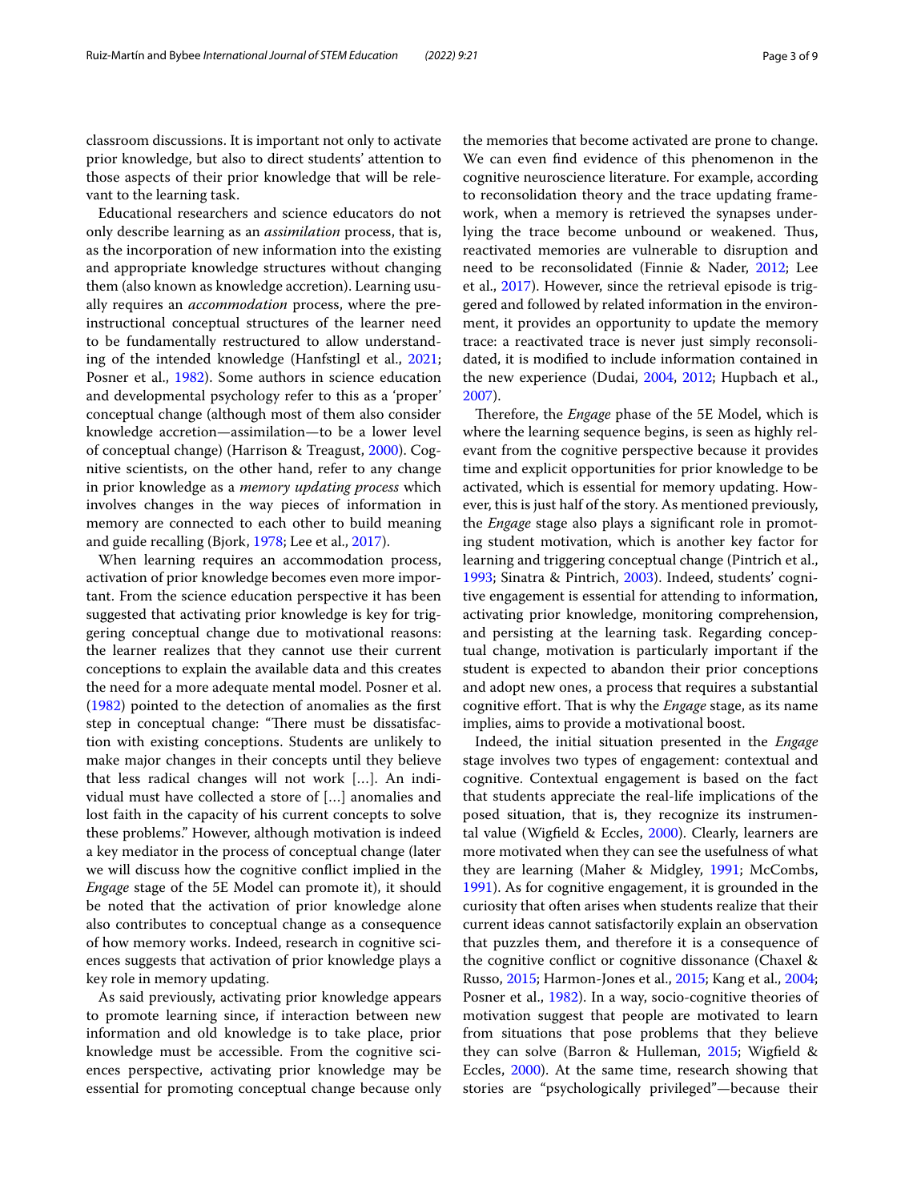classroom discussions. It is important not only to activate prior knowledge, but also to direct students' attention to those aspects of their prior knowledge that will be relevant to the learning task.

Educational researchers and science educators do not only describe learning as an *assimilation* process, that is, as the incorporation of new information into the existing and appropriate knowledge structures without changing them (also known as knowledge accretion). Learning usually requires an *accommodation* process, where the pre-instructional conceptual structures of the learner need to be fundamentally restructured to allow understanding of the intended knowledge (Hanfstingl et al., 2021; Posner et al., 1982). Some authors in science education and developmental psychology refer to this as a 'proper' conceptual change (although most of them also consider knowledge accretion—assimilation—to be a lower level of conceptual change) (Harrison & Treagust, 2000). Cognitive scientists, on the other hand, refer to any change in prior knowledge as a *memory updating process* which involves changes in the way pieces of information in memory are connected to each other to build meaning and guide recalling (Bjork, 1978; Lee et al., 2017).

When learning requires an accommodation process, activation of prior knowledge becomes even more important. From the science education perspective it has been suggested that activating prior knowledge is key for triggering conceptual change due to motivational reasons: the learner realizes that they cannot use their current conceptions to explain the available data and this creates the need for a more adequate mental model. Posner et al. (1982) pointed to the detection of anomalies as the first step in conceptual change: "There must be dissatisfaction with existing conceptions. Students are unlikely to make major changes in their concepts until they believe that less radical changes will not work [...]. An individual must have collected a store of [...] anomalies and lost faith in the capacity of his current concepts to solve these problems." However, although motivation is indeed a key mediator in the process of conceptual change (later we will discuss how the cognitive conflict implied in the *Engage* stage of the 5E Model can promote it), it should be noted that the activation of prior knowledge alone also contributes to conceptual change as a consequence of how memory works. Indeed, research in cognitive sciences suggests that activation of prior knowledge plays a key role in memory updating.

As said previously, activating prior knowledge appears to promote learning since, if interaction between new information and old knowledge is to take place, prior knowledge must be accessible. From the cognitive sciences perspective, activating prior knowledge may be essential for promoting conceptual change because only the memories that become activated are prone to change. We can even find evidence of this phenomenon in the cognitive neuroscience literature. For example, according to reconsolidation theory and the trace updating framework, when a memory is retrieved the synapses underlying the trace become unbound or weakened. Thus, reactivated memories are vulnerable to disruption and need to be reconsolidated (Finnie & Nader, 2012; Lee et al., 2017). However, since the retrieval episode is triggered and followed by related information in the environment, it provides an opportunity to update the memory trace: a reactivated trace is never just simply reconsolidated, it is modified to include information contained in the new experience (Dudai, 2004, 2012; Hupbach et al., 2007).

Therefore, the *Engage* phase of the 5E Model, which is where the learning sequence begins, is seen as highly relevant from the cognitive perspective because it provides time and explicit opportunities for prior knowledge to be activated, which is essential for memory updating. However, this is just half of the story. As mentioned previously, the *Engage* stage also plays a significant role in promoting student motivation, which is another key factor for learning and triggering conceptual change (Pintrich et al., 1993; Sinatra & Pintrich, 2003). Indeed, students' cognitive engagement is essential for attending to information, activating prior knowledge, monitoring comprehension, and persisting at the learning task. Regarding conceptual change, motivation is particularly important if the student is expected to abandon their prior conceptions and adopt new ones, a process that requires a substantial cognitive effort. That is why the *Engage* stage, as its name implies, aims to provide a motivational boost.

Indeed, the initial situation presented in the *Engage* stage involves two types of engagement: contextual and cognitive. Contextual engagement is based on the fact that students appreciate the real-life implications of the posed situation, that is, they recognize its instrumental value (Wigfield & Eccles, 2000). Clearly, learners are more motivated when they can see the usefulness of what they are learning (Maher & Midgley, 1991; McCombs, 1991). As for cognitive engagement, it is grounded in the curiosity that often arises when students realize that their current ideas cannot satisfactorily explain an observation that puzzles them, and therefore it is a consequence of the cognitive conflict or cognitive dissonance (Chaxel & Russo, 2015; Harmon-Jones et al., 2015; Kang et al., 2004; Posner et al., 1982). In a way, socio-cognitive theories of motivation suggest that people are motivated to learn from situations that pose problems that they believe they can solve (Barron & Hulleman, 2015; Wigfield & Eccles, 2000). At the same time, research showing that stories are "psychologically privileged"—because their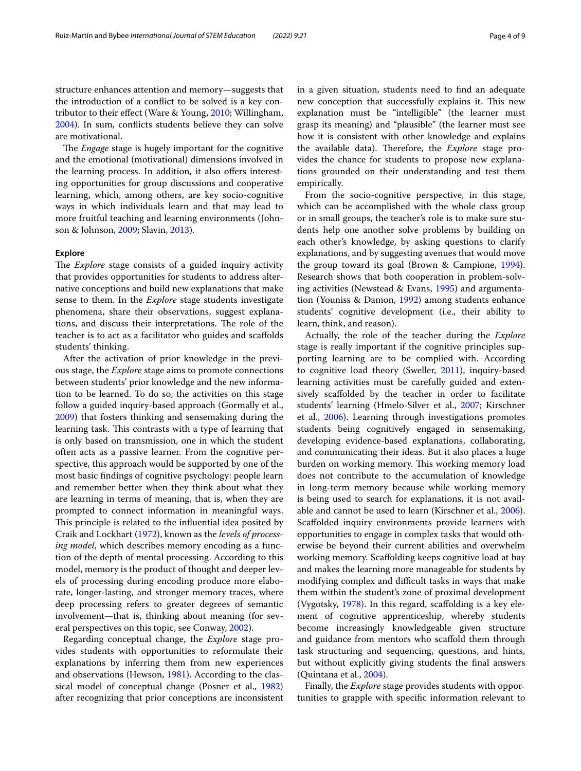structure enhances attention and memory—suggests that the introduction of a conflict to be solved is a key contributor to their effect (Ware & Young, 2010; Willingham, 2004). In sum, conflicts students believe they can solve are motivational.

The *Engage* stage is hugely important for the cognitive and the emotional (motivational) dimensions involved in the learning process. In addition, it also offers interesting opportunities for group discussions and cooperative learning, which, among others, are key socio-cognitive ways in which individuals learn and that may lead to more fruitful teaching and learning environments (Johnson & Johnson, 2009; Slavin, 2013).

#### Explore

The *Explore* stage consists of a guided inquiry activity that provides opportunities for students to address alternative conceptions and build new explanations that make sense to them. In the *Explore* stage students investigate phenomena, share their observations, suggest explanations, and discuss their interpretations. The role of the teacher is to act as a facilitator who guides and scaffolds students' thinking.

After the activation of prior knowledge in the previous stage, the *Explore* stage aims to promote connections between students' prior knowledge and the new information to be learned. To do so, the activities on this stage follow a guided inquiry-based approach (Gormally et al., 2009) that fosters thinking and sensemaking during the learning task. This contrasts with a type of learning that is only based on transmission, one in which the student often acts as a passive learner. From the cognitive perspective, this approach would be supported by one of the most basic findings of cognitive psychology: people learn and remember better when they think about what they are learning in terms of meaning, that is, when they are prompted to connect information in meaningful ways. This principle is related to the influential idea posited by Craik and Lockhart (1972), known as the *levels of processing model*, which describes memory encoding as a function of the depth of mental processing. According to this model, memory is the product of thought and deeper levels of processing during encoding produce more elaborate, longer-lasting, and stronger memory traces, where deep processing refers to greater degrees of semantic involvement—that is, thinking about meaning (for several perspectives on this topic, see Conway, 2002).

Regarding conceptual change, the *Explore* stage provides students with opportunities to reformulate their explanations by inferring them from new experiences and observations (Hewson, 1981). According to the classical model of conceptual change (Posner et al., 1982) after recognizing that prior conceptions are inconsistent in a given situation, students need to find an adequate new conception that successfully explains it. This new explanation must be "intelligible" (the learner must grasp its meaning) and "plausible" (the learner must see how it is consistent with other knowledge and explains the available data). Therefore, the *Explore* stage provides the chance for students to propose new explanations grounded on their understanding and test them empirically.

From the socio-cognitive perspective, in this stage, which can be accomplished with the whole class group or in small groups, the teacher's role is to make sure students help one another solve problems by building on each other's knowledge, by asking questions to clarify explanations, and by suggesting avenues that would move the group toward its goal (Brown & Campione, 1994). Research shows that both cooperation in problem-solving activities (Newstead & Evans, 1995) and argumentation (Youniss & Damon, 1992) among students enhance students' cognitive development (i.e., their ability to learn, think, and reason).

Actually, the role of the teacher during the *Explore* stage is really important if the cognitive principles supporting learning are to be complied with. According to cognitive load theory (Sweller, 2011), inquiry-based learning activities must be carefully guided and extensively scaffolded by the teacher in order to facilitate students' learning (Hmelo-Silver et al., 2007; Kirschner et al., 2006). Learning through investigations promotes students being cognitively engaged in sensemaking, developing evidence-based explanations, collaborating, and communicating their ideas. But it also places a huge burden on working memory. This working memory load does not contribute to the accumulation of knowledge in long-term memory because while working memory is being used to search for explanations, it is not available and cannot be used to learn (Kirschner et al., 2006). Scaffolded inquiry environments provide learners with opportunities to engage in complex tasks that would otherwise be beyond their current abilities and overwhelm working memory. Scaffolding keeps cognitive load at bay and makes the learning more manageable for students by modifying complex and difficult tasks in ways that make them within the student's zone of proximal development (Vygotsky, 1978). In this regard, scaffolding is a key element of cognitive apprenticeship, whereby students become increasingly knowledgeable given structure and guidance from mentors who scaffold them through task structuring and sequencing, questions, and hints, but without explicitly giving students the final answers (Quintana et al., 2004).

Finally, the *Explore* stage provides students with opportunities to grapple with specific information relevant to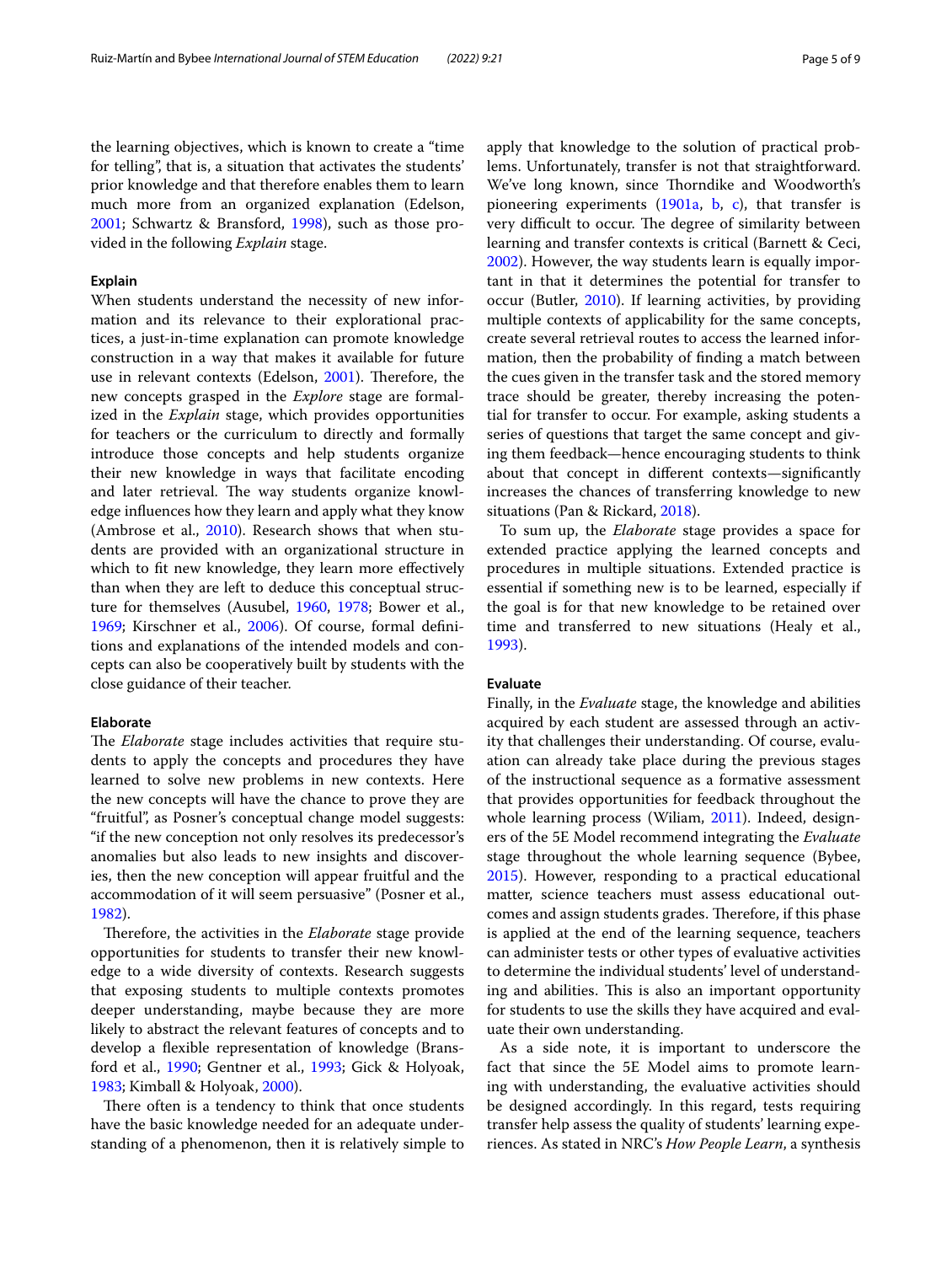the learning objectives, which is known to create a "time for telling", that is, a situation that activates the students' prior knowledge and that therefore enables them to learn much more from an organized explanation (Edelson, 2001; Schwartz & Bransford, 1998), such as those provided in the following *Explain* stage.

#### Explain

When students understand the necessity of new information and its relevance to their explorational practices, a just-in-time explanation can promote knowledge construction in a way that makes it available for future use in relevant contexts (Edelson, 2001). Therefore, the new concepts grasped in the *Explore* stage are formalized in the *Explain* stage, which provides opportunities for teachers or the curriculum to directly and formally introduce those concepts and help students organize their new knowledge in ways that facilitate encoding and later retrieval. The way students organize knowledge influences how they learn and apply what they know (Ambrose et al., 2010). Research shows that when students are provided with an organizational structure in which to fit new knowledge, they learn more effectively than when they are left to deduce this conceptual structure for themselves (Ausubel, 1960, 1978; Bower et al., 1969; Kirschner et al., 2006). Of course, formal definitions and explanations of the intended models and concepts can also be cooperatively built by students with the close guidance of their teacher.

#### Elaborate

The *Elaborate* stage includes activities that require students to apply the concepts and procedures they have learned to solve new problems in new contexts. Here the new concepts will have the chance to prove they are "fruitful", as Posner's conceptual change model suggests: "if the new conception not only resolves its predecessor's anomalies but also leads to new insights and discoveries, then the new conception will appear fruitful and the accommodation of it will seem persuasive" (Posner et al., 1982).

Therefore, the activities in the *Elaborate* stage provide opportunities for students to transfer their new knowledge to a wide diversity of contexts. Research suggests that exposing students to multiple contexts promotes deeper understanding, maybe because they are more likely to abstract the relevant features of concepts and to develop a flexible representation of knowledge (Bransford et al., 1990; Gentner et al., 1993; Gick & Holyoak, 1983; Kimball & Holyoak, 2000).

There often is a tendency to think that once students have the basic knowledge needed for an adequate understanding of a phenomenon, then it is relatively simple to apply that knowledge to the solution of practical problems. Unfortunately, transfer is not that straightforward. We've long known, since Thorndike and Woodworth's pioneering experiments (1901a, b, c), that transfer is very difficult to occur. The degree of similarity between learning and transfer contexts is critical (Barnett & Ceci, 2002). However, the way students learn is equally important in that it determines the potential for transfer to occur (Butler, 2010). If learning activities, by providing multiple contexts of applicability for the same concepts, create several retrieval routes to access the learned information, then the probability of finding a match between the cues given in the transfer task and the stored memory trace should be greater, thereby increasing the potential for transfer to occur. For example, asking students a series of questions that target the same concept and giving them feedback—hence encouraging students to think about that concept in different contexts—significantly increases the chances of transferring knowledge to new situations (Pan & Rickard, 2018).

To sum up, the *Elaborate* stage provides a space for extended practice applying the learned concepts and procedures in multiple situations. Extended practice is essential if something new is to be learned, especially if the goal is for that new knowledge to be retained over time and transferred to new situations (Healy et al., 1993).

#### Evaluate

Finally, in the *Evaluate* stage, the knowledge and abilities acquired by each student are assessed through an activity that challenges their understanding. Of course, evaluation can already take place during the previous stages of the instructional sequence as a formative assessment that provides opportunities for feedback throughout the whole learning process (Wiliam, 2011). Indeed, designers of the 5E Model recommend integrating the *Evaluate* stage throughout the whole learning sequence (Bybee, 2015). However, responding to a practical educational matter, science teachers must assess educational outcomes and assign students grades. Therefore, if this phase is applied at the end of the learning sequence, teachers can administer tests or other types of evaluative activities to determine the individual students' level of understanding and abilities. This is also an important opportunity for students to use the skills they have acquired and evaluate their own understanding.

As a side note, it is important to underscore the fact that since the 5E Model aims to promote learning with understanding, the evaluative activities should be designed accordingly. In this regard, tests requiring transfer help assess the quality of students' learning experiences. As stated in NRC's *How People Learn*, a synthesis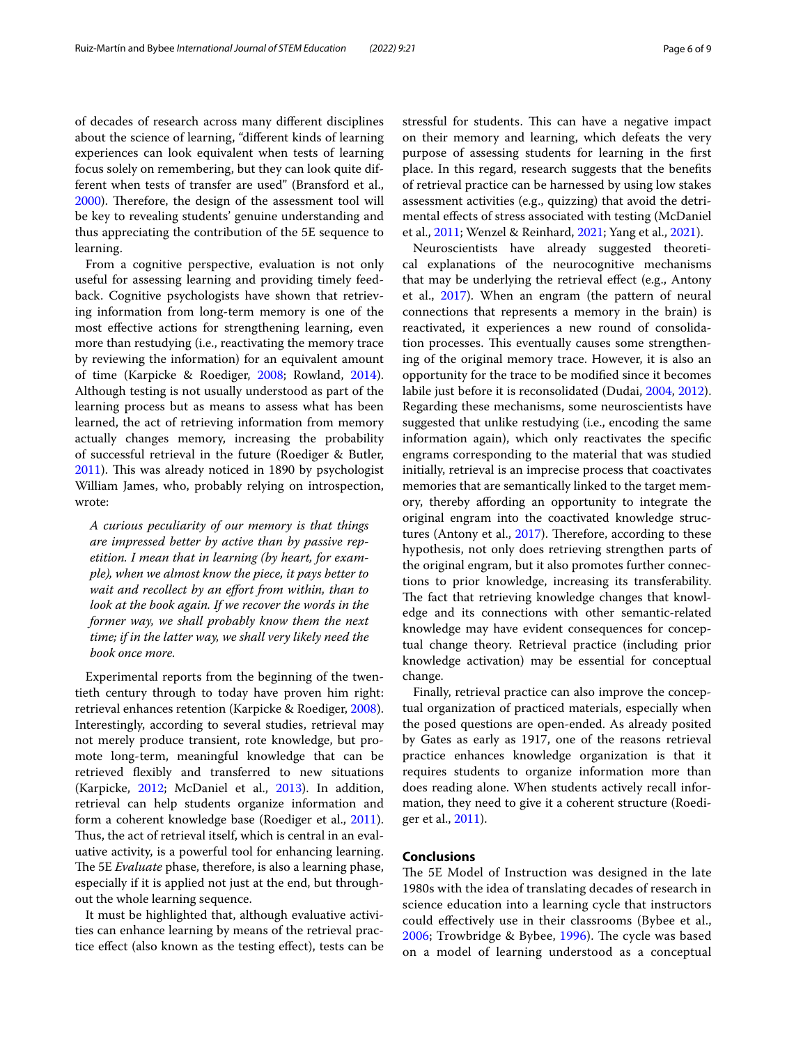of decades of research across many different disciplines about the science of learning, "different kinds of learning experiences can look equivalent when tests of learning focus solely on remembering, but they can look quite different when tests of transfer are used" (Bransford et al., 2000). Therefore, the design of the assessment tool will be key to revealing students' genuine understanding and thus appreciating the contribution of the 5E sequence to learning.

From a cognitive perspective, evaluation is not only useful for assessing learning and providing timely feedback. Cognitive psychologists have shown that retrieving information from long-term memory is one of the most effective actions for strengthening learning, even more than restudying (i.e., reactivating the memory trace by reviewing the information) for an equivalent amount of time (Karpicke & Roediger, 2008; Rowland, 2014). Although testing is not usually understood as part of the learning process but as means to assess what has been learned, the act of retrieving information from memory actually changes memory, increasing the probability of successful retrieval in the future (Roediger & Butler, 2011). This was already noticed in 1890 by psychologist William James, who, probably relying on introspection, wrote:

> *A curious peculiarity of our memory is that things are impressed better by active than by passive repetition. I mean that in learning (by heart, for example), when we almost know the piece, it pays better to wait and recollect by an effort from within, than to look at the book again. If we recover the words in the former way, we shall probably know them the next time; if in the latter way, we shall very likely need the book once more.*

Experimental reports from the beginning of the twentieth century through to today have proven him right: retrieval enhances retention (Karpicke & Roediger, 2008). Interestingly, according to several studies, retrieval may not merely produce transient, rote knowledge, but promote long-term, meaningful knowledge that can be retrieved flexibly and transferred to new situations (Karpicke, 2012; McDaniel et al., 2013). In addition, retrieval can help students organize information and form a coherent knowledge base (Roediger et al., 2011). Thus, the act of retrieval itself, which is central in an evaluative activity, is a powerful tool for enhancing learning. The 5E *Evaluate* phase, therefore, is also a learning phase, especially if it is applied not just at the end, but throughout the whole learning sequence.

It must be highlighted that, although evaluative activities can enhance learning by means of the retrieval practice effect (also known as the testing effect), tests can be stressful for students. This can have a negative impact on their memory and learning, which defeats the very purpose of assessing students for learning in the first place. In this regard, research suggests that the benefits of retrieval practice can be harnessed by using low stakes assessment activities (e.g., quizzing) that avoid the detrimental effects of stress associated with testing (McDaniel et al., 2011; Wenzel & Reinhard, 2021; Yang et al., 2021).

Neuroscientists have already suggested theoretical explanations of the neurocognitive mechanisms that may be underlying the retrieval effect (e.g., Antony et al., 2017). When an engram (the pattern of neural connections that represents a memory in the brain) is reactivated, it experiences a new round of consolidation processes. This eventually causes some strengthening of the original memory trace. However, it is also an opportunity for the trace to be modified since it becomes labile just before it is reconsolidated (Dudai, 2004, 2012). Regarding these mechanisms, some neuroscientists have suggested that unlike restudying (i.e., encoding the same information again), which only reactivates the specific engrams corresponding to the material that was studied initially, retrieval is an imprecise process that coactivates memories that are semantically linked to the target memory, thereby affording an opportunity to integrate the original engram into the coactivated knowledge structures (Antony et al., 2017). Therefore, according to these hypothesis, not only does retrieving strengthen parts of the original engram, but it also promotes further connections to prior knowledge, increasing its transferability. The fact that retrieving knowledge changes that knowledge and its connections with other semantic-related knowledge may have evident consequences for conceptual change theory. Retrieval practice (including prior knowledge activation) may be essential for conceptual change.

Finally, retrieval practice can also improve the conceptual organization of practiced materials, especially when the posed questions are open-ended. As already posited by Gates as early as 1917, one of the reasons retrieval practice enhances knowledge organization is that it requires students to organize information more than does reading alone. When students actively recall information, they need to give it a coherent structure (Roediger et al., 2011).

## Conclusions

The 5E Model of Instruction was designed in the late 1980s with the idea of translating decades of research in science education into a learning cycle that instructors could effectively use in their classrooms (Bybee et al., 2006; Trowbridge & Bybee, 1996). The cycle was based on a model of learning understood as a conceptual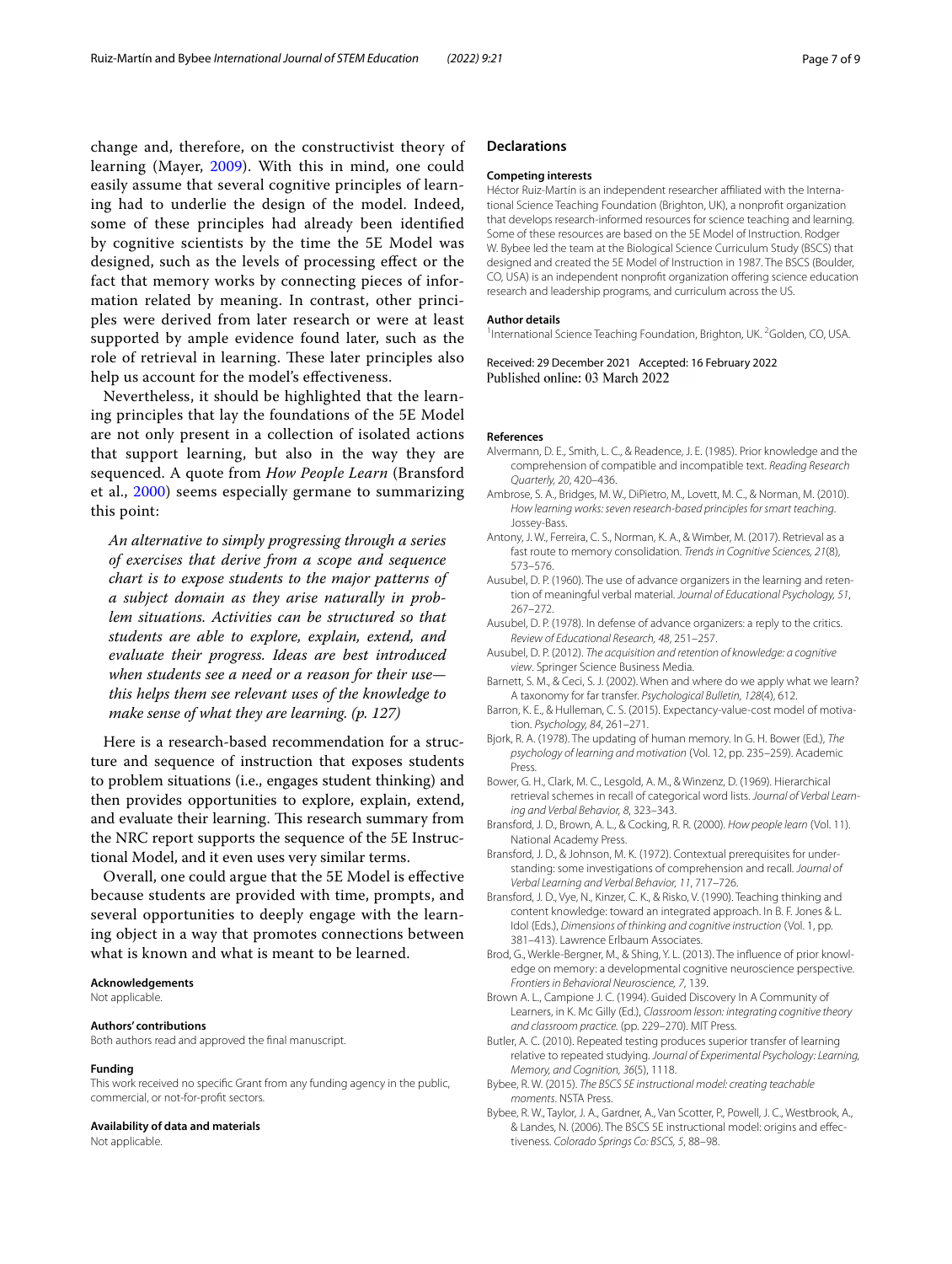change and, therefore, on the constructivist theory of learning (Mayer, 2009). With this in mind, one could easily assume that several cognitive principles of learning had to underlie the design of the model. Indeed, some of these principles had already been identified by cognitive scientists by the time the 5E Model was designed, such as the levels of processing effect or the fact that memory works by connecting pieces of information related by meaning. In contrast, other principles were derived from later research or were at least supported by ample evidence found later, such as the role of retrieval in learning. These later principles also help us account for the model's effectiveness.

Nevertheless, it should be highlighted that the learning principles that lay the foundations of the 5E Model are not only present in a collection of isolated actions that support learning, but also in the way they are sequenced. A quote from *How People Learn* (Bransford et al., 2000) seems especially germane to summarizing this point:

> *An alternative to simply progressing through a series of exercises that derive from a scope and sequence chart is to expose students to the major patterns of a subject domain as they arise naturally in problem situations. Activities can be structured so that students are able to explore, explain, extend, and evaluate their progress. Ideas are best introduced when students see a need or a reason for their use—this helps them see relevant uses of the knowledge to make sense of what they are learning. (p. 127)*

Here is a research-based recommendation for a structure and sequence of instruction that exposes students to problem situations (i.e., engages student thinking) and then provides opportunities to explore, explain, extend, and evaluate their learning. This research summary from the NRC report supports the sequence of the 5E Instructional Model, and it even uses very similar terms.

Overall, one could argue that the 5E Model is effective because students are provided with time, prompts, and several opportunities to deeply engage with the learning object in a way that promotes connections between what is known and what is meant to be learned.

#### Acknowledgements
Not applicable.

#### Authors' contributions
Both authors read and approved the final manuscript.

#### Funding
This work received no specific Grant from any funding agency in the public, commercial, or not-for-profit sectors.

#### Availability of data and materials
Not applicable.

## Declarations

#### Competing interests
Héctor Ruiz-Martín is an independent researcher affiliated with the International Science Teaching Foundation (Brighton, UK), a nonprofit organization that develops research-informed resources for science teaching and learning. Some of these resources are based on the 5E Model of Instruction. Rodger W. Bybee led the team at the Biological Science Curriculum Study (BSCS) that designed and created the 5E Model of Instruction in 1987. The BSCS (Boulder, CO, USA) is an independent nonprofit organization offering science education research and leadership programs, and curriculum across the US.

#### Author details
[1]International Science Teaching Foundation, Brighton, UK. [2]Golden, CO, USA.

Received: 29 December 2021 Accepted: 16 February 2022
Published online: 03 March 2022

#### References

- Alvermann, D. E., Smith, L. C., & Readence, J. E. (1985). Prior knowledge and the comprehension of compatible and incompatible text. *Reading Research Quarterly, 20*, 420–436.
- Ambrose, S. A., Bridges, M. W., DiPietro, M., Lovett, M. C., & Norman, M. (2010). *How learning works: seven research-based principles for smart teaching*. Jossey-Bass.
- Antony, J. W., Ferreira, C. S., Norman, K. A., & Wimber, M. (2017). Retrieval as a fast route to memory consolidation. *Trends in Cognitive Sciences, 21*(8), 573–576.
- Ausubel, D. P. (1960). The use of advance organizers in the learning and retention of meaningful verbal material. *Journal of Educational Psychology, 51*, 267–272.
- Ausubel, D. P. (1978). In defense of advance organizers: a reply to the critics. *Review of Educational Research, 48*, 251–257.
- Ausubel, D. P. (2012). *The acquisition and retention of knowledge: a cognitive view*. Springer Science Business Media.
- Barnett, S. M., & Ceci, S. J. (2002). When and where do we apply what we learn? A taxonomy for far transfer. *Psychological Bulletin, 128*(4), 612.
- Barron, K. E., & Hulleman, C. S. (2015). Expectancy-value-cost model of motivation. *Psychology, 84*, 261–271.
- Bjork, R. A. (1978). The updating of human memory. In G. H. Bower (Ed.), *The psychology of learning and motivation* (Vol. 12, pp. 235–259). Academic Press.
- Bower, G. H., Clark, M. C., Lesgold, A. M., & Winzenz, D. (1969). Hierarchical retrieval schemes in recall of categorical word lists. *Journal of Verbal Learning and Verbal Behavior, 8*, 323–343.
- Bransford, J. D., Brown, A. L., & Cocking, R. R. (2000). *How people learn* (Vol. 11). National Academy Press.
- Bransford, J. D., & Johnson, M. K. (1972). Contextual prerequisites for understanding: some investigations of comprehension and recall. *Journal of Verbal Learning and Verbal Behavior, 11*, 717–726.
- Bransford, J. D., Vye, N., Kinzer, C. K., & Risko, V. (1990). Teaching thinking and content knowledge: toward an integrated approach. In B. F. Jones & L. Idol (Eds.), *Dimensions of thinking and cognitive instruction* (Vol. 1, pp. 381–413). Lawrence Erlbaum Associates.
- Brod, G., Werkle-Bergner, M., & Shing, Y. L. (2013). The influence of prior knowledge on memory: a developmental cognitive neuroscience perspective. *Frontiers in Behavioral Neuroscience, 7*, 139.
- Brown A. L., Campione J. C. (1994). Guided Discovery In A Community of Learners, in K. Mc Gilly (Ed.), *Classroom lesson: integrating cognitive theory and classroom practice.* (pp. 229–270). MIT Press.
- Butler, A. C. (2010). Repeated testing produces superior transfer of learning relative to repeated studying. *Journal of Experimental Psychology: Learning, Memory, and Cognition, 36*(5), 1118.
- Bybee, R. W. (2015). *The BSCS 5E instructional model: creating teachable moments*. NSTA Press.
- Bybee, R. W., Taylor, J. A., Gardner, A., Van Scotter, P., Powell, J. C., Westbrook, A., & Landes, N. (2006). The BSCS 5E instructional model: origins and effectiveness. *Colorado Springs Co: BSCS, 5*, 88–98.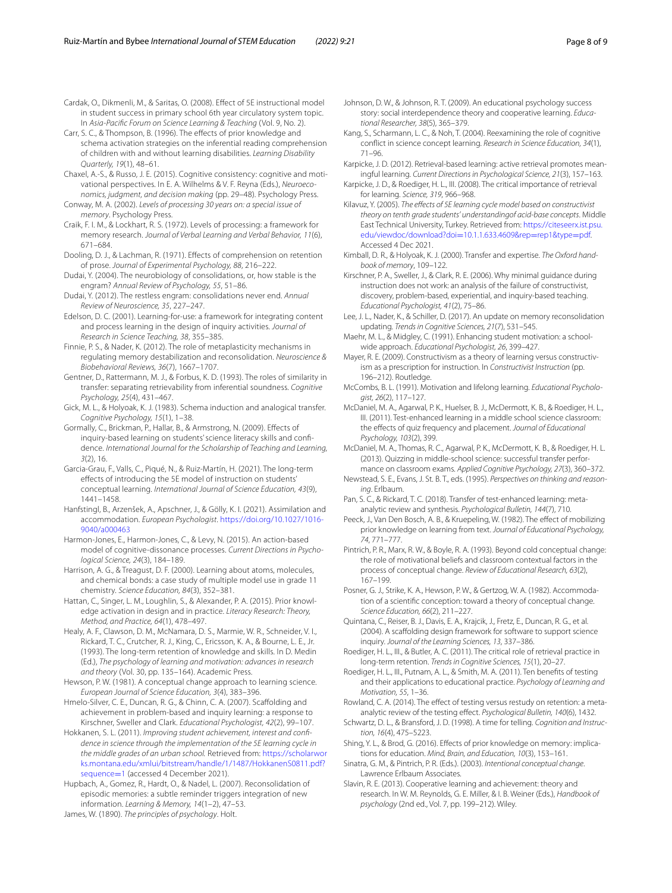Cardak, O., Dikmenli, M., & Saritas, O. (2008). Effect of 5E instructional model in student success in primary school 6th year circulatory system topic. In *Asia-Pacific Forum on Science Learning & Teaching* (Vol. 9, No. 2).

Carr, S. C., & Thompson, B. (1996). The effects of prior knowledge and schema activation strategies on the inferential reading comprehension of children with and without learning disabilities. *Learning Disability Quarterly, 19*(1), 48–61.

Chaxel, A.-S., & Russo, J. E. (2015). Cognitive consistency: cognitive and motivational perspectives. In E. A. Wilhelms & V. F. Reyna (Eds.), *Neuroeconomics, judgment, and decision making* (pp. 29–48). Psychology Press.

Conway, M. A. (2002). *Levels of processing 30 years on: a special issue of memory*. Psychology Press.

Craik, F. I. M., & Lockhart, R. S. (1972). Levels of processing: a framework for memory research. *Journal of Verbal Learning and Verbal Behavior, 11*(6), 671–684.

Dooling, D. J., & Lachman, R. (1971). Effects of comprehension on retention of prose. *Journal of Experimental Psychology, 88*, 216–222.

Dudai, Y. (2004). The neurobiology of consolidations, or, how stable is the engram? *Annual Review of Psychology, 55*, 51–86.

Dudai, Y. (2012). The restless engram: consolidations never end. *Annual Review of Neuroscience, 35*, 227–247.

Edelson, D. C. (2001). Learning-for-use: a framework for integrating content and process learning in the design of inquiry activities. *Journal of Research in Science Teaching, 38*, 355–385.

Finnie, P. S., & Nader, K. (2012). The role of metaplasticity mechanisms in regulating memory destabilization and reconsolidation. *Neuroscience & Biobehavioral Reviews, 36*(7), 1667–1707.

Gentner, D., Rattermann, M. J., & Forbus, K. D. (1993). The roles of similarity in transfer: separating retrievability from inferential soundness. *Cognitive Psychology, 25*(4), 431–467.

Gick, M. L., & Holyoak, K. J. (1983). Schema induction and analogical transfer. *Cognitive Psychology, 15*(1), 1–38.

Gormally, C., Brickman, P., Hallar, B., & Armstrong, N. (2009). Effects of inquiry-based learning on students' science literacy skills and confidence. *International Journal for the Scholarship of Teaching and Learning, 3*(2), 16.

Garcia-Grau, F., Valls, C., Piqué, N., & Ruiz-Martín, H. (2021). The long-term effects of introducing the 5E model of instruction on students' conceptual learning. *International Journal of Science Education, 43*(9), 1441–1458.

Hanfstingl, B., Arzenšek, A., Apschner, J., & Gölly, K. I. (2021). Assimilation and accommodation. *European Psychologist*. https://doi.org/10.1027/1016-9040/a000463

Harmon-Jones, E., Harmon-Jones, C., & Levy, N. (2015). An action-based model of cognitive-dissonance processes. *Current Directions in Psychological Science, 24*(3), 184–189.

Harrison, A. G., & Treagust, D. F. (2000). Learning about atoms, molecules, and chemical bonds: a case study of multiple model use in grade 11 chemistry. *Science Education, 84*(3), 352–381.

Hattan, C., Singer, L. M., Loughlin, S., & Alexander, P. A. (2015). Prior knowledge activation in design and in practice. *Literacy Research: Theory, Method, and Practice, 64*(1), 478–497.

Healy, A. F., Clawson, D. M., McNamara, D. S., Marmie, W. R., Schneider, V. I., Rickard, T. C., Crutcher, R. J., King, C., Ericsson, K. A., & Bourne, L. E., Jr. (1993). The long-term retention of knowledge and skills. In D. Medin (Ed.), *The psychology of learning and motivation: advances in research and theory* (Vol. 30, pp. 135–164). Academic Press.

Hewson, P. W. (1981). A conceptual change approach to learning science. *European Journal of Science Education, 3*(4), 383–396.

Hmelo-Silver, C. E., Duncan, R. G., & Chinn, C. A. (2007). Scaffolding and achievement in problem-based and inquiry learning: a response to Kirschner, Sweller and Clark. *Educational Psychologist, 42*(2), 99–107.

Hokkanen, S. L. (2011). *Improving student achievement, interest and confidence in science through the implementation of the 5E learning cycle in the middle grades of an urban school.* Retrieved from: https://scholarworks.montana.edu/xmlui/bitstream/handle/1/1487/HokkanenS0811.pdf?sequence=1 (accessed 4 December 2021).

Hupbach, A., Gomez, R., Hardt, O., & Nadel, L. (2007). Reconsolidation of episodic memories: a subtle reminder triggers integration of new information. *Learning & Memory, 14*(1–2), 47–53.

James, W. (1890). *The principles of psychology*. Holt.

Johnson, D. W., & Johnson, R. T. (2009). An educational psychology success story: social interdependence theory and cooperative learning. *Educational Researcher, 38*(5), 365–379.

Kang, S., Scharmann, L. C., & Noh, T. (2004). Reexamining the role of cognitive conflict in science concept learning. *Research in Science Education, 34*(1), 71–96.

Karpicke, J. D. (2012). Retrieval-based learning: active retrieval promotes meaningful learning. *Current Directions in Psychological Science, 21*(3), 157–163.

Karpicke, J. D., & Roediger, H. L., III. (2008). The critical importance of retrieval for learning. *Science, 319*, 966–968.

Kilavuz, Y. (2005). *The effects of 5E learning cycle model based on constructivist theory on tenth grade students' understandingof acid-base concepts*. Middle East Technical University, Turkey. Retrieved from: https://citeseerx.ist.psu.edu/viewdoc/download?doi=10.1.1.633.4609&rep=rep1&type=pdf. Accessed 4 Dec 2021.

Kimball, D. R., & Holyoak, K. J. (2000). Transfer and expertise. *The Oxford handbook of memory*, 109–122.

Kirschner, P. A., Sweller, J., & Clark, R. E. (2006). Why minimal guidance during instruction does not work: an analysis of the failure of constructivist, discovery, problem-based, experiential, and inquiry-based teaching. *Educational Psychologist, 41*(2), 75–86.

Lee, J. L., Nader, K., & Schiller, D. (2017). An update on memory reconsolidation updating. *Trends in Cognitive Sciences, 21*(7), 531–545.

Maehr, M. L., & Midgley, C. (1991). Enhancing student motivation: a schoolwide approach. *Educational Psychologist, 26*, 399–427.

Mayer, R. E. (2009). Constructivism as a theory of learning versus constructivism as a prescription for instruction. In *Constructivist Instruction* (pp. 196–212). Routledge.

McCombs, B. L. (1991). Motivation and lifelong learning. *Educational Psychologist, 26*(2), 117–127.

McDaniel, M. A., Agarwal, P. K., Huelser, B. J., McDermott, K. B., & Roediger, H. L., III. (2011). Test-enhanced learning in a middle school science classroom: the effects of quiz frequency and placement. *Journal of Educational Psychology, 103*(2), 399.

McDaniel, M. A., Thomas, R. C., Agarwal, P. K., McDermott, K. B., & Roediger, H. L. (2013). Quizzing in middle-school science: successful transfer performance on classroom exams. *Applied Cognitive Psychology, 27*(3), 360–372.

Newstead, S. E., Evans, J. St. B. T., eds. (1995). *Perspectives on thinking and reasoning*. Erlbaum.

Pan, S. C., & Rickard, T. C. (2018). Transfer of test-enhanced learning: metaanalytic review and synthesis. *Psychological Bulletin, 144*(7), 710.

Peeck, J., Van Den Bosch, A. B., & Kruepeling, W. (1982). The effect of mobilizing prior knowledge on learning from text. *Journal of Educational Psychology, 74*, 771–777.

Pintrich, P. R., Marx, R. W., & Boyle, R. A. (1993). Beyond cold conceptual change: the role of motivational beliefs and classroom contextual factors in the process of conceptual change. *Review of Educational Research, 63*(2), 167–199.

Posner, G. J., Strike, K. A., Hewson, P. W., & Gertzog, W. A. (1982). Accommodation of a scientific conception: toward a theory of conceptual change. *Science Education, 66*(2), 211–227.

Quintana, C., Reiser, B. J., Davis, E. A., Krajcik, J., Fretz, E., Duncan, R. G., et al. (2004). A scaffolding design framework for software to support science inquiry. *Journal of the Learning Sciences, 13*, 337–386.

Roediger, H. L., III., & Butler, A. C. (2011). The critical role of retrieval practice in long-term retention. *Trends in Cognitive Sciences, 15*(1), 20–27.

Roediger, H. L., III., Putnam, A. L., & Smith, M. A. (2011). Ten benefits of testing and their applications to educational practice. *Psychology of Learning and Motivation, 55*, 1–36.

Rowland, C. A. (2014). The effect of testing versus restudy on retention: a metaanalytic review of the testing effect. *Psychological Bulletin, 140*(6), 1432.

Schwartz, D. L., & Bransford, J. D. (1998). A time for telling. *Cognition and Instruction, 16*(4), 475–5223.

Shing, Y. L., & Brod, G. (2016). Effects of prior knowledge on memory: implications for education. *Mind, Brain, and Education, 10*(3), 153–161.

Sinatra, G. M., & Pintrich, P. R. (Eds.). (2003). *Intentional conceptual change*. Lawrence Erlbaum Associates.

Slavin, R. E. (2013). Cooperative learning and achievement: theory and research. In W. M. Reynolds, G. E. Miller, & I. B. Weiner (Eds.), *Handbook of psychology* (2nd ed., Vol. 7, pp. 199–212). Wiley.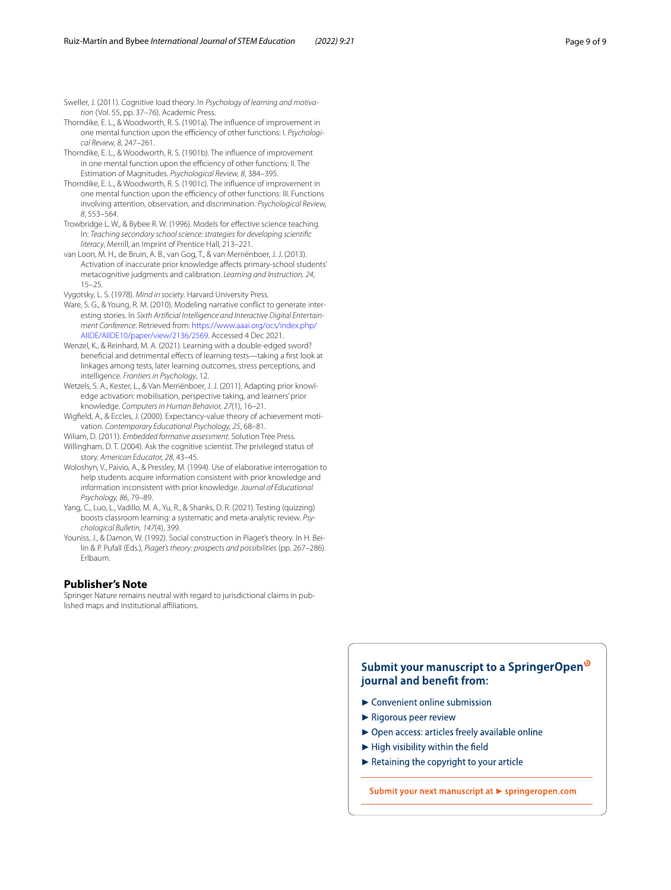Sweller, J. (2011). Cognitive load theory. In *Psychology of learning and motivation* (Vol. 55, pp. 37–76). Academic Press.

Thorndike, E. L., & Woodworth, R. S. (1901a). The influence of improvement in one mental function upon the efficiency of other functions: I. *Psychological Review, 8*, 247–261.

Thorndike, E. L., & Woodworth, R. S. (1901b). The influence of improvement in one mental function upon the efficiency of other functions: II. The Estimation of Magnitudes. *Psychological Review, 8*, 384–395.

Thorndike, E. L., & Woodworth, R. S. (1901c). The influence of improvement in one mental function upon the efficiency of other functions: III. Functions involving attention, observation, and discrimination. *Psychological Review, 8*, 553–564.

Trowbridge L. W., & Bybee R. W. (1996). Models for effective science teaching. In: *Teaching secondary school science: strategies for developing scientific literacy*, Merrill, an Imprint of Prentice Hall, 213–221.

van Loon, M. H., de Bruin, A. B., van Gog, T., & van Merriënboer, J. J. (2013). Activation of inaccurate prior knowledge affects primary-school students' metacognitive judgments and calibration. *Learning and Instruction, 24*, 15–25.

Vygotsky, L. S. (1978). *Mind in society*. Harvard University Press.

Ware, S. G., & Young, R. M. (2010). Modeling narrative conflict to generate interesting stories. In *Sixth Artificial Intelligence and Interactive Digital Entertainment Conference*. Retrieved from: https://www.aaai.org/ocs/index.php/AIIDE/AIIDE10/paper/view/2136/2569. Accessed 4 Dec 2021.

Wenzel, K., & Reinhard, M. A. (2021). Learning with a double-edged sword? beneficial and detrimental effects of learning tests—taking a first look at linkages among tests, later learning outcomes, stress perceptions, and intelligence. *Frontiers in Psychology*, 12.

Wetzels, S. A., Kester, L., & Van Merriënboer, J. J. (2011). Adapting prior knowledge activation: mobilisation, perspective taking, and learners' prior knowledge. *Computers in Human Behavior, 27*(1), 16–21.

Wigfield, A., & Eccles, J. (2000). Expectancy-value theory of achievement motivation. *Contemporary Educational Psychology, 25*, 68–81.

Wiliam, D. (2011). *Embedded formative assessment*. Solution Tree Press.

Willingham, D. T. (2004). Ask the cognitive scientist. The privileged status of story. *American Educator, 28*, 43–45.

Woloshyn, V., Paivio, A., & Pressley, M. (1994). Use of elaborative interrogation to help students acquire information consistent with prior knowledge and information inconsistent with prior knowledge. *Journal of Educational Psychology, 86*, 79–89.

Yang, C., Luo, L., Vadillo, M. A., Yu, R., & Shanks, D. R. (2021). Testing (quizzing) boosts classroom learning: a systematic and meta-analytic review. *Psychological Bulletin, 147*(4), 399.

Youniss, J., & Damon, W. (1992). Social construction in Piaget's theory. In H. Beilin & P. Pufall (Eds.), *Piaget's theory: prospects and possibilities* (pp. 267–286). Erlbaum.

## Publisher's Note

Springer Nature remains neutral with regard to jurisdictional claims in published maps and institutional affiliations.

**Submit your manuscript to a SpringerOpen journal and benefit from:**

- ► Convenient online submission
- ► Rigorous peer review
- ► Open access: articles freely available online
- ► High visibility within the field
- ► Retaining the copyright to your article

**Submit your next manuscript at ► springeropen.com**